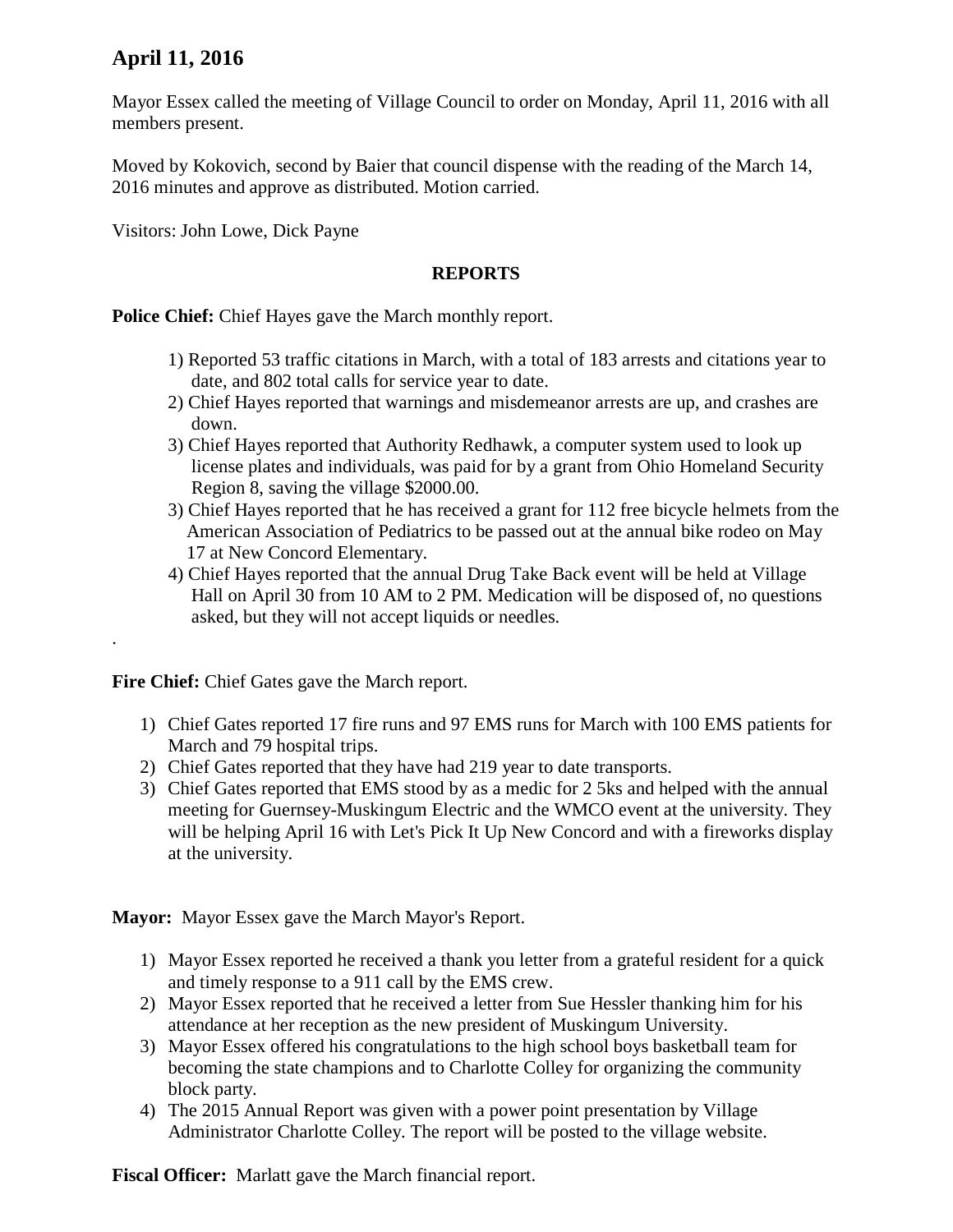# April 11, 2016

Mayor Essex called the meeting of Village Council to order on Monday, April 11, 2016 with all members present.

Moved by Kokovich, second by Baier that council dispense with the reading of the March 14, 2016 minutes and approve as distributed. Motion carried.

Visitors: John Lowe, Dick Payne

**REPORTS**

**Police Chief:** Chief Hayes gave the March monthly report.

1) Reported 53 traffic citations in March, with a total of 183 arrests and citations year to date, and 802 total calls for service year to date.
2) Chief Hayes reported that warnings and misdemeanor arrests are up, and crashes are down.
3) Chief Hayes reported that Authority Redhawk, a computer system used to look up license plates and individuals, was paid for by a grant from Ohio Homeland Security Region 8, saving the village $2000.00.
3) Chief Hayes reported that he has received a grant for 112 free bicycle helmets from the American Association of Pediatrics to be passed out at the annual bike rodeo on May 17 at New Concord Elementary.
4) Chief Hayes reported that the annual Drug Take Back event will be held at Village Hall on April 30 from 10 AM to 2 PM. Medication will be disposed of, no questions asked, but they will not accept liquids or needles.

.

**Fire Chief:** Chief Gates gave the March report.

1) Chief Gates reported 17 fire runs and 97 EMS runs for March with 100 EMS patients for March and 79 hospital trips.
2) Chief Gates reported that they have had 219 year to date transports.
3) Chief Gates reported that EMS stood by as a medic for 2 5ks and helped with the annual meeting for Guernsey-Muskingum Electric and the WMCO event at the university. They will be helping April 16 with Let's Pick It Up New Concord and with a fireworks display at the university.

**Mayor:** Mayor Essex gave the March Mayor's Report.

1) Mayor Essex reported he received a thank you letter from a grateful resident for a quick and timely response to a 911 call by the EMS crew.
2) Mayor Essex reported that he received a letter from Sue Hessler thanking him for his attendance at her reception as the new president of Muskingum University.
3) Mayor Essex offered his congratulations to the high school boys basketball team for becoming the state champions and to Charlotte Colley for organizing the community block party.
4) The 2015 Annual Report was given with a power point presentation by Village Administrator Charlotte Colley. The report will be posted to the village website.

**Fiscal Officer:** Marlatt gave the March financial report.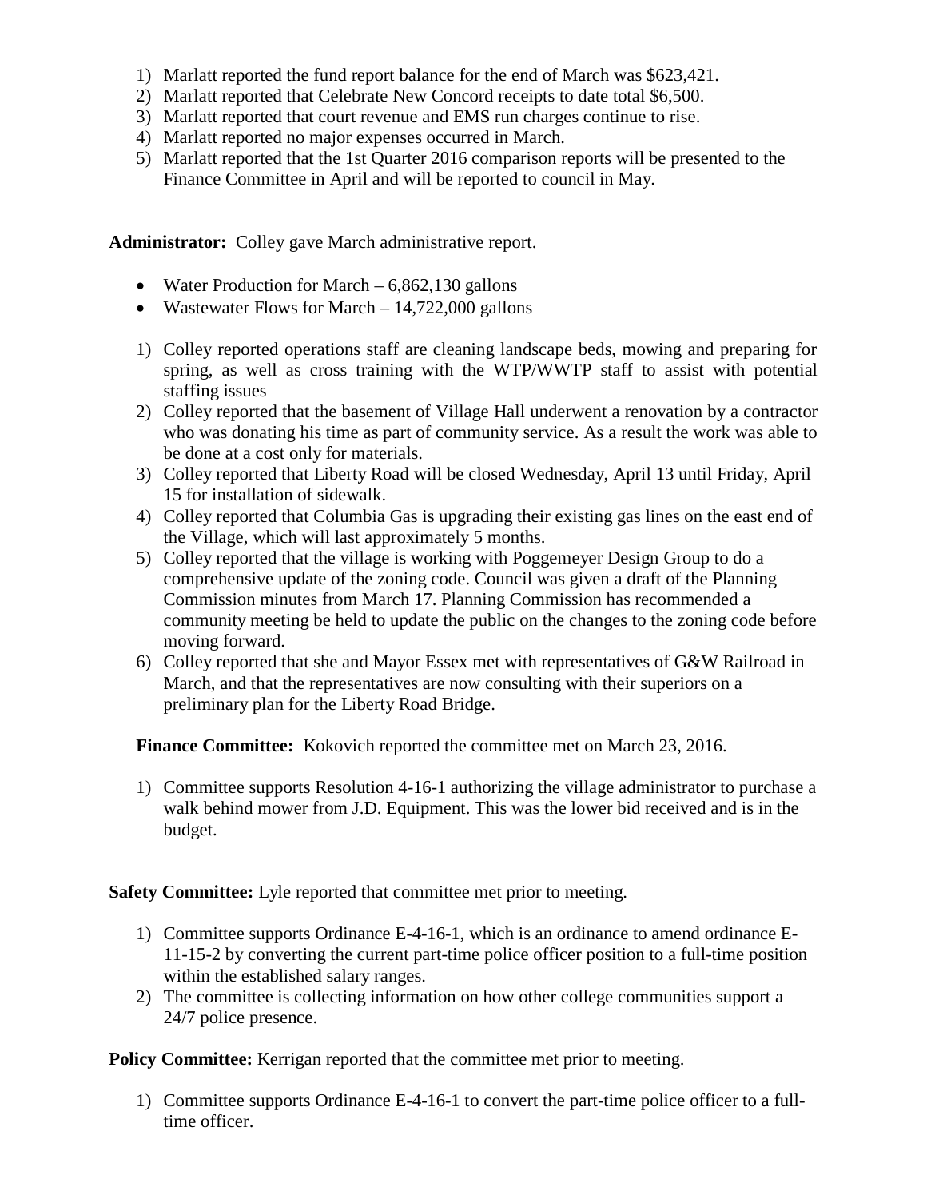1) Marlatt reported the fund report balance for the end of March was $623,421.
2) Marlatt reported that Celebrate New Concord receipts to date total $6,500.
3) Marlatt reported that court revenue and EMS run charges continue to rise.
4) Marlatt reported no major expenses occurred in March.
5) Marlatt reported that the 1st Quarter 2016 comparison reports will be presented to the Finance Committee in April and will be reported to council in May.

**Administrator:** Colley gave March administrative report.

- Water Production for March – 6,862,130 gallons
- Wastewater Flows for March – 14,722,000 gallons

1) Colley reported operations staff are cleaning landscape beds, mowing and preparing for spring, as well as cross training with the WTP/WWTP staff to assist with potential staffing issues
2) Colley reported that the basement of Village Hall underwent a renovation by a contractor who was donating his time as part of community service. As a result the work was able to be done at a cost only for materials.
3) Colley reported that Liberty Road will be closed Wednesday, April 13 until Friday, April 15 for installation of sidewalk.
4) Colley reported that Columbia Gas is upgrading their existing gas lines on the east end of the Village, which will last approximately 5 months.
5) Colley reported that the village is working with Poggemeyer Design Group to do a comprehensive update of the zoning code. Council was given a draft of the Planning Commission minutes from March 17. Planning Commission has recommended a community meeting be held to update the public on the changes to the zoning code before moving forward.
6) Colley reported that she and Mayor Essex met with representatives of G&W Railroad in March, and that the representatives are now consulting with their superiors on a preliminary plan for the Liberty Road Bridge.

**Finance Committee:** Kokovich reported the committee met on March 23, 2016.

1) Committee supports Resolution 4-16-1 authorizing the village administrator to purchase a walk behind mower from J.D. Equipment. This was the lower bid received and is in the budget.

**Safety Committee:** Lyle reported that committee met prior to meeting.

1) Committee supports Ordinance E-4-16-1, which is an ordinance to amend ordinance E-11-15-2 by converting the current part-time police officer position to a full-time position within the established salary ranges.
2) The committee is collecting information on how other college communities support a 24/7 police presence.

**Policy Committee:** Kerrigan reported that the committee met prior to meeting.

1) Committee supports Ordinance E-4-16-1 to convert the part-time police officer to a full-time officer.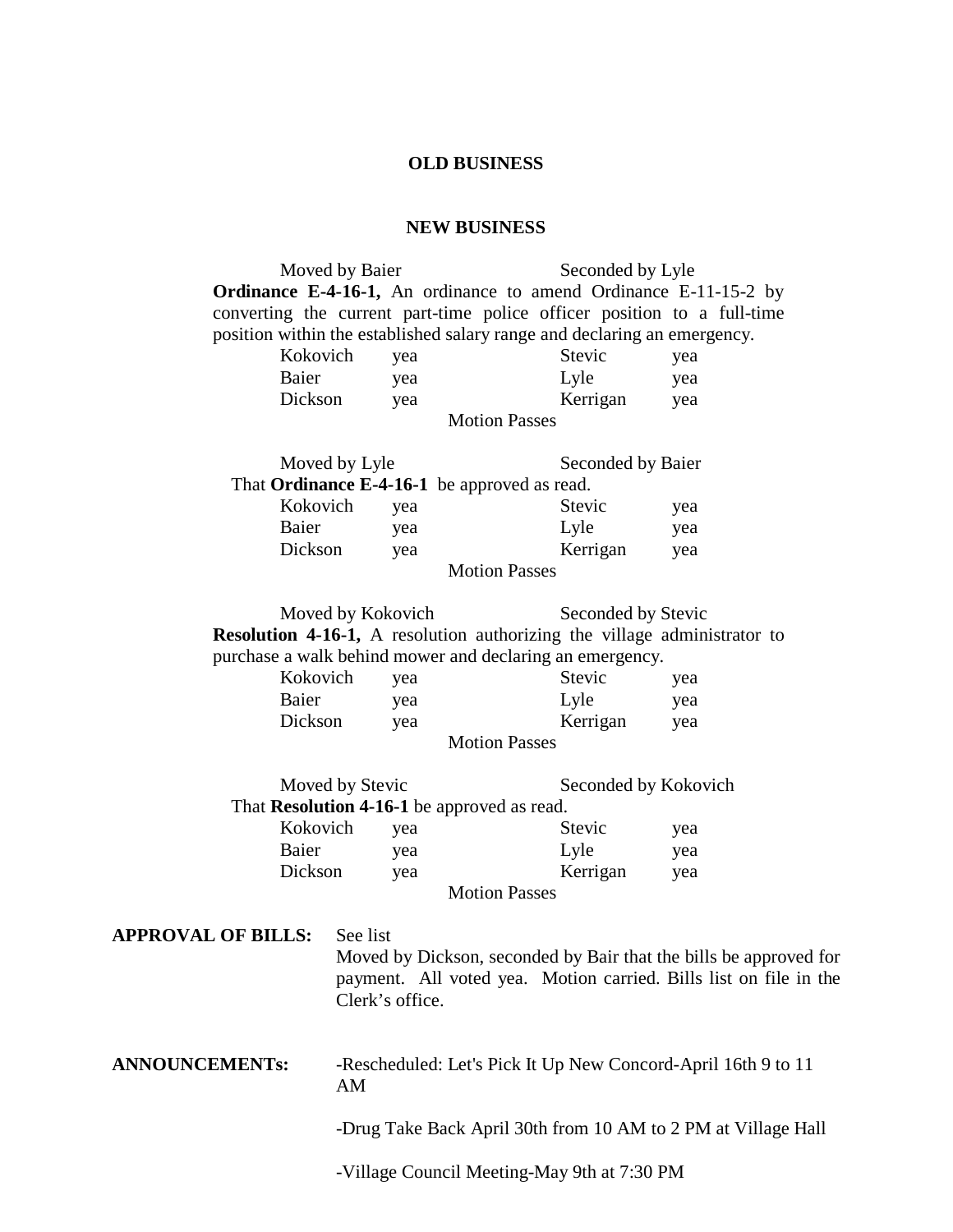**OLD BUSINESS**

**NEW BUSINESS**

Moved by Baier Seconded by Lyle

**Ordinance E-4-16-1,** An ordinance to amend Ordinance E-11-15-2 by converting the current part-time police officer position to a full-time position within the established salary range and declaring an emergency.

| | | | |
|---|---|---|---|
| Kokovich | yea | Stevic | yea |
| Baier | yea | Lyle | yea |
| Dickson | yea | Kerrigan | yea |

Motion Passes

Moved by Lyle Seconded by Baier

That **Ordinance E-4-16-1** be approved as read.

| | | | |
|---|---|---|---|
| Kokovich | yea | Stevic | yea |
| Baier | yea | Lyle | yea |
| Dickson | yea | Kerrigan | yea |

Motion Passes

Moved by Kokovich Seconded by Stevic

**Resolution 4-16-1,** A resolution authorizing the village administrator to purchase a walk behind mower and declaring an emergency.

| | | | |
|---|---|---|---|
| Kokovich | yea | Stevic | yea |
| Baier | yea | Lyle | yea |
| Dickson | yea | Kerrigan | yea |

Motion Passes

Moved by Stevic Seconded by Kokovich

That **Resolution 4-16-1** be approved as read.

| | | | |
|---|---|---|---|
| Kokovich | yea | Stevic | yea |
| Baier | yea | Lyle | yea |
| Dickson | yea | Kerrigan | yea |

Motion Passes

**APPROVAL OF BILLS:** See list

Moved by Dickson, seconded by Bair that the bills be approved for payment. All voted yea. Motion carried. Bills list on file in the Clerk's office.

**ANNOUNCEMENTs:**

-Rescheduled: Let's Pick It Up New Concord-April 16th 9 to 11 AM

-Drug Take Back April 30th from 10 AM to 2 PM at Village Hall

-Village Council Meeting-May 9th at 7:30 PM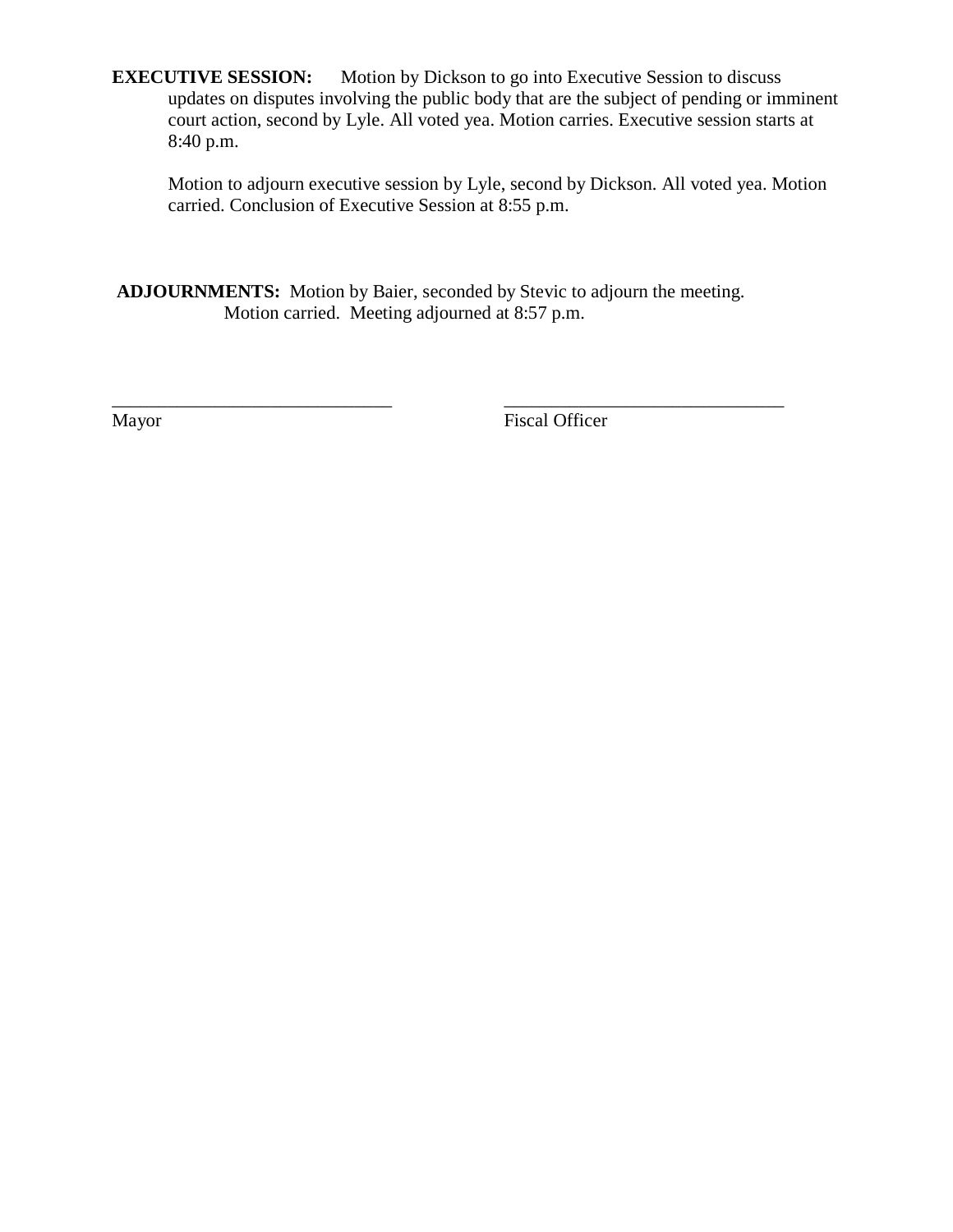**EXECUTIVE SESSION:** Motion by Dickson to go into Executive Session to discuss updates on disputes involving the public body that are the subject of pending or imminent court action, second by Lyle. All voted yea. Motion carries. Executive session starts at 8:40 p.m.

Motion to adjourn executive session by Lyle, second by Dickson. All voted yea. Motion carried. Conclusion of Executive Session at 8:55 p.m.

**ADJOURNMENTS:** Motion by Baier, seconded by Stevic to adjourn the meeting. Motion carried. Meeting adjourned at 8:57 p.m.

\_\_\_\_\_\_\_\_\_\_\_\_\_\_\_\_\_\_\_\_\_\_\_\_\_\_\_\_\_\_\_ \_\_\_\_\_\_\_\_\_\_\_\_\_\_\_\_\_\_\_\_\_\_\_\_\_\_\_\_\_\_\_

Mayor Fiscal Officer